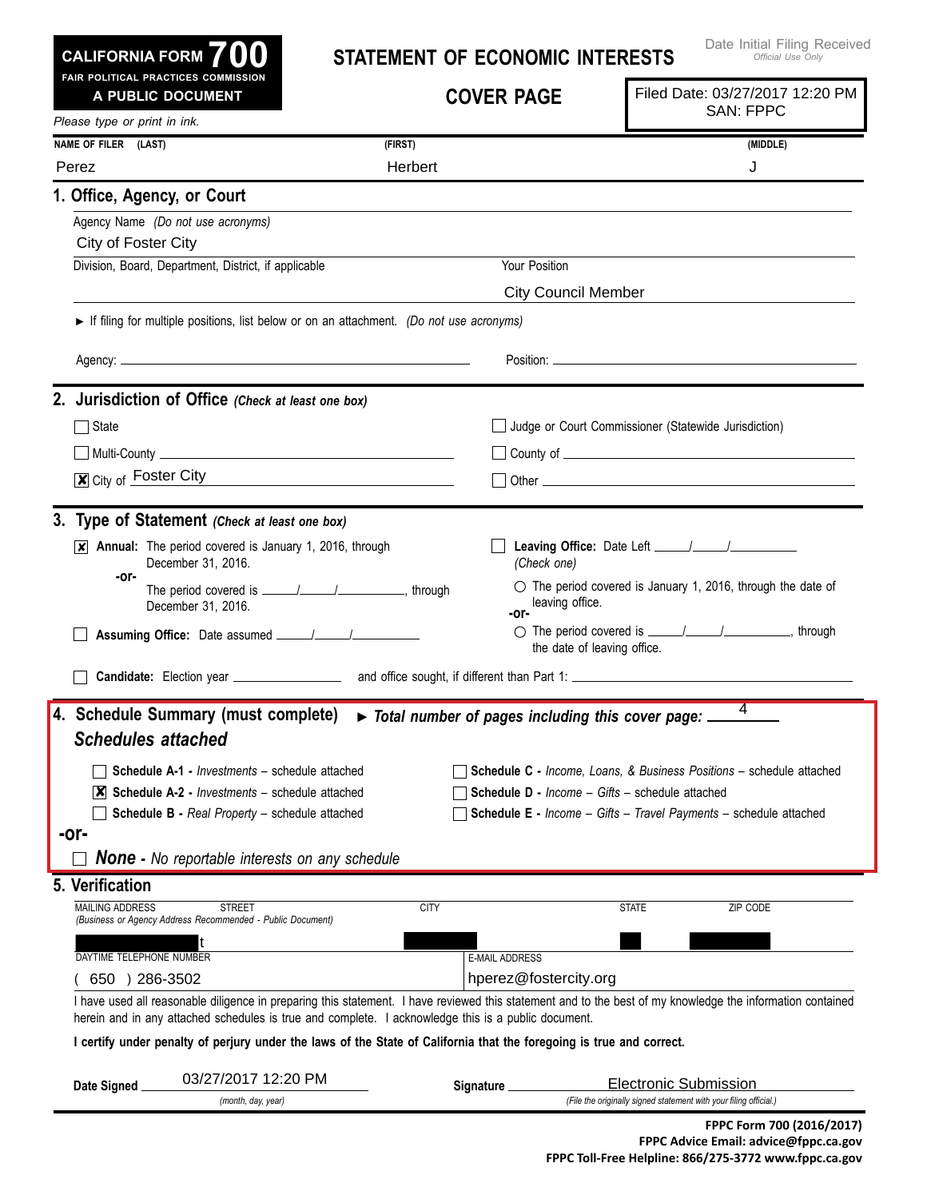**CALIFORNIA FORM 700**
**FAIR POLITICAL PRACTICES COMMISSION**
**A PUBLIC DOCUMENT**

# STATEMENT OF ECONOMIC INTERESTS

## COVER PAGE

Date Initial Filing Received
*Official Use Only*

Filed Date: 03/27/2017 12:20 PM
SAN: FPPC

*Please type or print in ink.*

| NAME OF FILER (LAST) | (FIRST) | (MIDDLE) |
|---|---|---|
| Perez | Herbert | J |

### 1. Office, Agency, or Court

Agency Name *(Do not use acronyms)*
City of Foster City

Division, Board, Department, District, if applicable

Your Position
City Council Member

► If filing for multiple positions, list below or on an attachment. *(Do not use acronyms)*

Agency: ______________________ Position: ______________________

### 2. Jurisdiction of Office *(Check at least one box)*

- ☐ State
- ☐ Judge or Court Commissioner (Statewide Jurisdiction)
- ☐ Multi-County ______________________
- ☐ County of ______________________
- ☒ City of Foster City
- ☐ Other ______________________

### 3. Type of Statement *(Check at least one box)*

☒ **Annual:** The period covered is January 1, 2016, through December 31, 2016.
**-or-**
The period covered is ____/____/______, through December 31, 2016.

☐ **Assuming Office:** Date assumed ____/____/______

☐ **Leaving Office:** Date Left ____/____/______
*(Check one)*
○ The period covered is January 1, 2016, through the date of leaving office.
**-or-**
○ The period covered is ____/____/______, through the date of leaving office.

☐ **Candidate:** Election year ____________ and office sought, if different than Part 1: ______________________

### 4. Schedule Summary (must complete) ► *Total number of pages including this cover page:* 4

***Schedules attached***

- ☐ **Schedule A-1 -** *Investments* – schedule attached
- ☒ **Schedule A-2 -** *Investments* – schedule attached
- ☐ **Schedule B -** *Real Property* – schedule attached
- ☐ **Schedule C -** *Income, Loans, & Business Positions* – schedule attached
- ☐ **Schedule D -** *Income – Gifts* – schedule attached
- ☐ **Schedule E -** *Income – Gifts – Travel Payments* – schedule attached

**-or-**

☐ ***None*** **-** *No reportable interests on any schedule*

### 5. Verification

| MAILING ADDRESS STREET *(Business or Agency Address Recommended - Public Document)* | CITY | STATE | ZIP CODE |
|---|---|---|---|
| t | | | |

| DAYTIME TELEPHONE NUMBER | E-MAIL ADDRESS |
|---|---|
| ( 650 ) 286-3502 | hperez@fostercity.org |

I have used all reasonable diligence in preparing this statement. I have reviewed this statement and to the best of my knowledge the information contained herein and in any attached schedules is true and complete. I acknowledge this is a public document.

**I certify under penalty of perjury under the laws of the State of California that the foregoing is true and correct.**

**Date Signed** 03/27/2017 12:20 PM
*(month, day, year)*

**Signature** Electronic Submission
*(File the originally signed statement with your filing official.)*

**FPPC Form 700 (2016/2017)**
**FPPC Advice Email: advice@fppc.ca.gov**
**FPPC Toll-Free Helpline: 866/275-3772 www.fppc.ca.gov**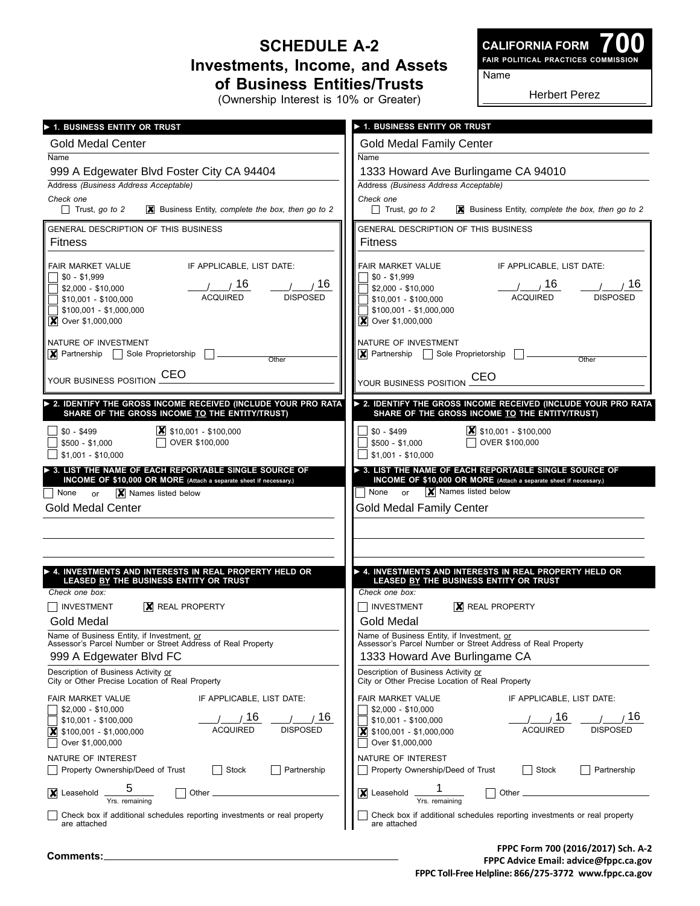# SCHEDULE A-2
## Investments, Income, and Assets of Business Entities/Trusts
(Ownership Interest is 10% or Greater)

**CALIFORNIA FORM 700**
**FAIR POLITICAL PRACTICES COMMISSION**

Name: Herbert Perez

---

### ► 1. BUSINESS ENTITY OR TRUST

Gold Medal Center
Name

999 A Edgewater Blvd Foster City CA 94404
Address *(Business Address Acceptable)*

*Check one*
☐ Trust, *go to 2* ☒ Business Entity, *complete the box, then go to 2*

GENERAL DESCRIPTION OF THIS BUSINESS
Fitness

FAIR MARKET VALUE
☐ $0 - $1,999
☐ $2,000 - $10,000
☐ $10,001 - $100,000
☐ $100,001 - $1,000,000
☒ Over $1,000,000

IF APPLICABLE, LIST DATE:
___/___/ 16 ACQUIRED ___/___/ 16 DISPOSED

NATURE OF INVESTMENT
☒ Partnership ☐ Sole Proprietorship ☐ ________ Other

YOUR BUSINESS POSITION CEO

### ► 2. IDENTIFY THE GROSS INCOME RECEIVED (INCLUDE YOUR PRO RATA SHARE OF THE GROSS INCOME TO THE ENTITY/TRUST)

☐ $0 - $499
☐ $500 - $1,000
☐ $1,001 - $10,000
☒ $10,001 - $100,000
☐ OVER $100,000

### ► 3. LIST THE NAME OF EACH REPORTABLE SINGLE SOURCE OF INCOME OF $10,000 OR MORE (Attach a separate sheet if necessary.)

☐ None or ☒ Names listed below

Gold Medal Center

### ► 4. INVESTMENTS AND INTERESTS IN REAL PROPERTY HELD OR LEASED BY THE BUSINESS ENTITY OR TRUST

*Check one box:*
☐ INVESTMENT ☒ REAL PROPERTY

Gold Medal
Name of Business Entity, if Investment, or Assessor's Parcel Number or Street Address of Real Property

999 A Edgewater Blvd FC
Description of Business Activity or City or Other Precise Location of Real Property

FAIR MARKET VALUE
☐ $2,000 - $10,000
☐ $10,001 - $100,000
☒ $100,001 - $1,000,000
☐ Over $1,000,000

IF APPLICABLE, LIST DATE:
___/___/ 16 ACQUIRED ___/___/ 16 DISPOSED

NATURE OF INTEREST
☐ Property Ownership/Deed of Trust ☐ Stock ☐ Partnership
☒ Leasehold 5 Yrs. remaining ☐ Other ________

☐ Check box if additional schedules reporting investments or real property are attached

---

### ► 1. BUSINESS ENTITY OR TRUST

Gold Medal Family Center
Name

1333 Howard Ave Burlingame CA 94010
Address *(Business Address Acceptable)*

*Check one*
☐ Trust, *go to 2* ☒ Business Entity, *complete the box, then go to 2*

GENERAL DESCRIPTION OF THIS BUSINESS
Fitness

FAIR MARKET VALUE
☐ $0 - $1,999
☐ $2,000 - $10,000
☐ $10,001 - $100,000
☐ $100,001 - $1,000,000
☒ Over $1,000,000

IF APPLICABLE, LIST DATE:
___/___/ 16 ACQUIRED ___/___/ 16 DISPOSED

NATURE OF INVESTMENT
☒ Partnership ☐ Sole Proprietorship ☐ ________ Other

YOUR BUSINESS POSITION CEO

### ► 2. IDENTIFY THE GROSS INCOME RECEIVED (INCLUDE YOUR PRO RATA SHARE OF THE GROSS INCOME TO THE ENTITY/TRUST)

☐ $0 - $499
☐ $500 - $1,000
☐ $1,001 - $10,000
☒ $10,001 - $100,000
☐ OVER $100,000

### ► 3. LIST THE NAME OF EACH REPORTABLE SINGLE SOURCE OF INCOME OF $10,000 OR MORE (Attach a separate sheet if necessary.)

☐ None or ☒ Names listed below

Gold Medal Family Center

### ► 4. INVESTMENTS AND INTERESTS IN REAL PROPERTY HELD OR LEASED BY THE BUSINESS ENTITY OR TRUST

*Check one box:*
☐ INVESTMENT ☒ REAL PROPERTY

Gold Medal
Name of Business Entity, if Investment, or Assessor's Parcel Number or Street Address of Real Property

1333 Howard Ave Burlingame CA
Description of Business Activity or City or Other Precise Location of Real Property

FAIR MARKET VALUE
☐ $2,000 - $10,000
☐ $10,001 - $100,000
☒ $100,001 - $1,000,000
☐ Over $1,000,000

IF APPLICABLE, LIST DATE:
___/___/ 16 ACQUIRED ___/___/ 16 DISPOSED

NATURE OF INTEREST
☐ Property Ownership/Deed of Trust ☐ Stock ☐ Partnership
☒ Leasehold 1 Yrs. remaining ☐ Other ________

☐ Check box if additional schedules reporting investments or real property are attached

---

**Comments:** ________

FPPC Form 700 (2016/2017) Sch. A-2
FPPC Advice Email: advice@fppc.ca.gov
FPPC Toll-Free Helpline: 866/275-3772 www.fppc.ca.gov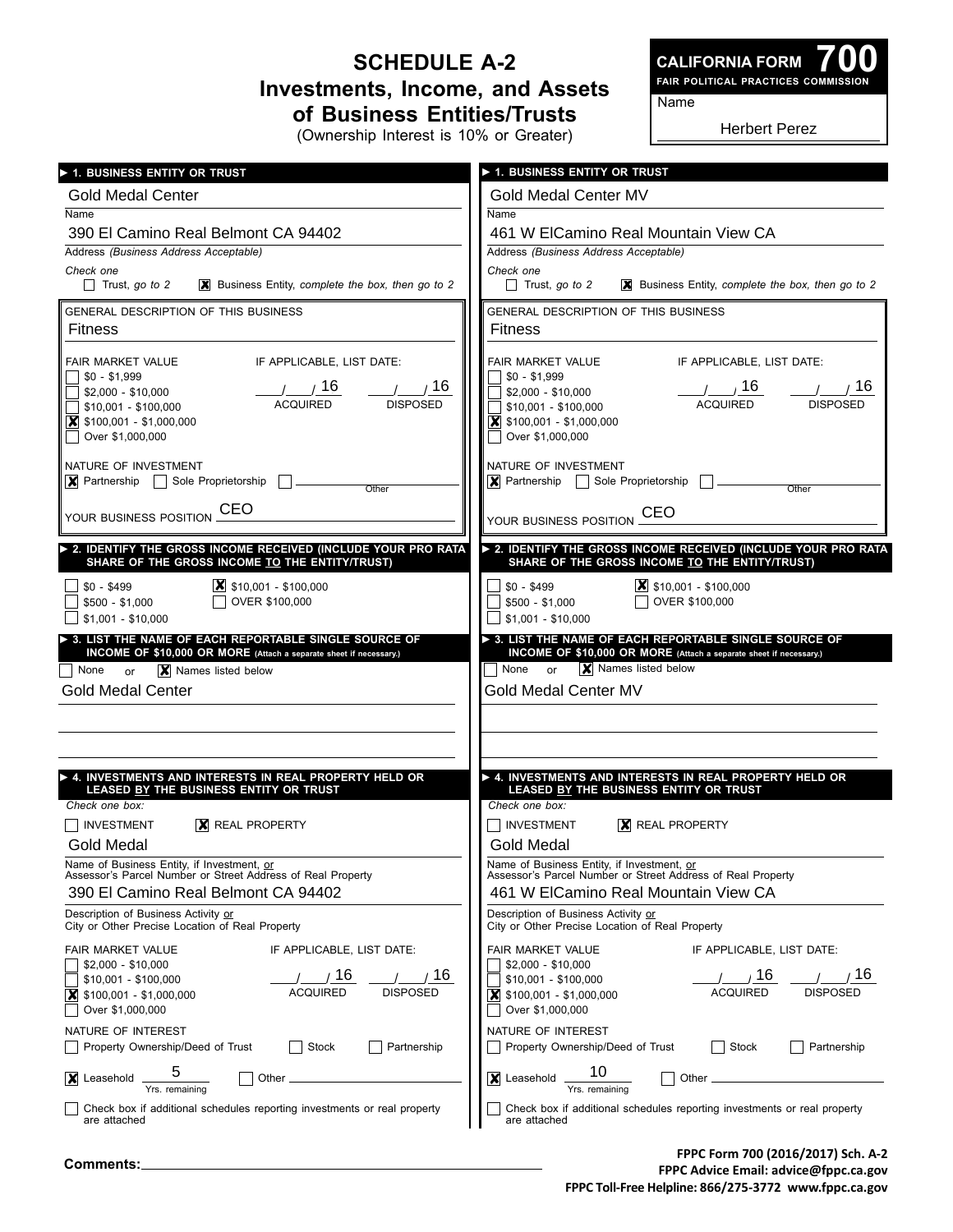# SCHEDULE A-2
## Investments, Income, and Assets of Business Entities/Trusts
(Ownership Interest is 10% or Greater)

**CALIFORNIA FORM 700**
FAIR POLITICAL PRACTICES COMMISSION

Name: Herbert Perez

---

### ► 1. BUSINESS ENTITY OR TRUST

Gold Medal Center
Name

390 El Camino Real Belmont CA 94402
Address *(Business Address Acceptable)*

Check one
- [ ] Trust, *go to 2*
- [x] Business Entity, *complete the box, then go to 2*

GENERAL DESCRIPTION OF THIS BUSINESS
Fitness

FAIR MARKET VALUE
- [ ] $0 - $1,999
- [ ] $2,000 - $10,000
- [ ] $10,001 - $100,000
- [x] $100,001 - $1,000,000
- [ ] Over $1,000,000

IF APPLICABLE, LIST DATE:
___/___/ 16 ACQUIRED ___/___/ 16 DISPOSED

NATURE OF INVESTMENT
- [x] Partnership
- [ ] Sole Proprietorship
- [ ] Other ________

YOUR BUSINESS POSITION CEO

### ► 2. IDENTIFY THE GROSS INCOME RECEIVED (INCLUDE YOUR PRO RATA SHARE OF THE GROSS INCOME TO THE ENTITY/TRUST)

- [ ] $0 - $499
- [ ] $500 - $1,000
- [ ] $1,001 - $10,000
- [x] $10,001 - $100,000
- [ ] OVER $100,000

### ► 3. LIST THE NAME OF EACH REPORTABLE SINGLE SOURCE OF INCOME OF $10,000 OR MORE (Attach a separate sheet if necessary.)

- [ ] None or
- [x] Names listed below

Gold Medal Center

### ► 4. INVESTMENTS AND INTERESTS IN REAL PROPERTY HELD OR LEASED BY THE BUSINESS ENTITY OR TRUST

Check one box:
- [ ] INVESTMENT
- [x] REAL PROPERTY

Gold Medal
Name of Business Entity, if Investment, or Assessor's Parcel Number or Street Address of Real Property

390 El Camino Real Belmont CA 94402
Description of Business Activity or City or Other Precise Location of Real Property

FAIR MARKET VALUE
- [ ] $2,000 - $10,000
- [ ] $10,001 - $100,000
- [x] $100,001 - $1,000,000
- [ ] Over $1,000,000

IF APPLICABLE, LIST DATE:
___/___/ 16 ACQUIRED ___/___/ 16 DISPOSED

NATURE OF INTEREST
- [ ] Property Ownership/Deed of Trust
- [ ] Stock
- [ ] Partnership
- [x] Leasehold 5 Yrs. remaining
- [ ] Other ________

- [ ] Check box if additional schedules reporting investments or real property are attached

---

### ► 1. BUSINESS ENTITY OR TRUST

Gold Medal Center MV
Name

461 W ElCamino Real Mountain View CA
Address *(Business Address Acceptable)*

Check one
- [ ] Trust, *go to 2*
- [x] Business Entity, *complete the box, then go to 2*

GENERAL DESCRIPTION OF THIS BUSINESS
Fitness

FAIR MARKET VALUE
- [ ] $0 - $1,999
- [ ] $2,000 - $10,000
- [ ] $10,001 - $100,000
- [x] $100,001 - $1,000,000
- [ ] Over $1,000,000

IF APPLICABLE, LIST DATE:
___/___/ 16 ACQUIRED ___/___/ 16 DISPOSED

NATURE OF INVESTMENT
- [x] Partnership
- [ ] Sole Proprietorship
- [ ] Other ________

YOUR BUSINESS POSITION CEO

### ► 2. IDENTIFY THE GROSS INCOME RECEIVED (INCLUDE YOUR PRO RATA SHARE OF THE GROSS INCOME TO THE ENTITY/TRUST)

- [ ] $0 - $499
- [ ] $500 - $1,000
- [ ] $1,001 - $10,000
- [x] $10,001 - $100,000
- [ ] OVER $100,000

### ► 3. LIST THE NAME OF EACH REPORTABLE SINGLE SOURCE OF INCOME OF $10,000 OR MORE (Attach a separate sheet if necessary.)

- [ ] None or
- [x] Names listed below

Gold Medal Center MV

### ► 4. INVESTMENTS AND INTERESTS IN REAL PROPERTY HELD OR LEASED BY THE BUSINESS ENTITY OR TRUST

Check one box:
- [ ] INVESTMENT
- [x] REAL PROPERTY

Gold Medal
Name of Business Entity, if Investment, or Assessor's Parcel Number or Street Address of Real Property

461 W ElCamino Real Mountain View CA
Description of Business Activity or City or Other Precise Location of Real Property

FAIR MARKET VALUE
- [ ] $2,000 - $10,000
- [ ] $10,001 - $100,000
- [x] $100,001 - $1,000,000
- [ ] Over $1,000,000

IF APPLICABLE, LIST DATE:
___/___/ 16 ACQUIRED ___/___/ 16 DISPOSED

NATURE OF INTEREST
- [ ] Property Ownership/Deed of Trust
- [ ] Stock
- [ ] Partnership
- [x] Leasehold 10 Yrs. remaining
- [ ] Other ________

- [ ] Check box if additional schedules reporting investments or real property are attached

---

**Comments:** ________

FPPC Form 700 (2016/2017) Sch. A-2
FPPC Advice Email: advice@fppc.ca.gov
FPPC Toll-Free Helpline: 866/275-3772 www.fppc.ca.gov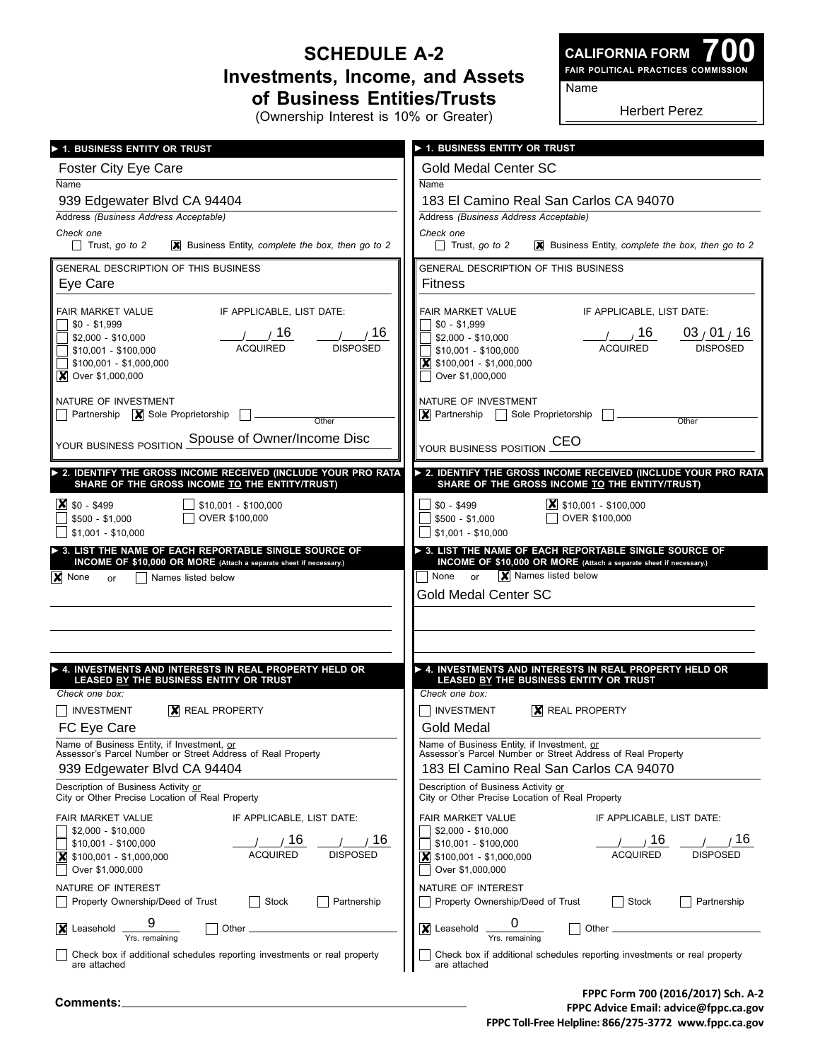# SCHEDULE A-2
## Investments, Income, and Assets of Business Entities/Trusts
(Ownership Interest is 10% or Greater)

**CALIFORNIA FORM 700**
**FAIR POLITICAL PRACTICES COMMISSION**

Name: Herbert Perez

---

### ► 1. BUSINESS ENTITY OR TRUST

Name: Foster City Eye Care

Address *(Business Address Acceptable)*: 939 Edgewater Blvd CA 94404

Check one
- [ ] Trust, *go to 2*
- [x] Business Entity, *complete the box, then go to 2*

GENERAL DESCRIPTION OF THIS BUSINESS: Eye Care

FAIR MARKET VALUE
- [ ] $0 - $1,999
- [ ] $2,000 - $10,000
- [ ] $10,001 - $100,000
- [ ] $100,001 - $1,000,000
- [x] Over $1,000,000

IF APPLICABLE, LIST DATE: \_\_/\_\_/16 ACQUIRED \_\_/\_\_/16 DISPOSED

NATURE OF INVESTMENT
- [ ] Partnership
- [x] Sole Proprietorship
- [ ] Other

YOUR BUSINESS POSITION: Spouse of Owner/Income Disc

### ► 2. IDENTIFY THE GROSS INCOME RECEIVED (INCLUDE YOUR PRO RATA SHARE OF THE GROSS INCOME TO THE ENTITY/TRUST)

- [x] $0 - $499
- [ ] $500 - $1,000
- [ ] $1,001 - $10,000
- [ ] $10,001 - $100,000
- [ ] OVER $100,000

### ► 3. LIST THE NAME OF EACH REPORTABLE SINGLE SOURCE OF INCOME OF $10,000 OR MORE (Attach a separate sheet if necessary.)

- [x] None or
- [ ] Names listed below

### ► 4. INVESTMENTS AND INTERESTS IN REAL PROPERTY HELD OR LEASED BY THE BUSINESS ENTITY OR TRUST

Check one box:
- [ ] INVESTMENT
- [x] REAL PROPERTY

Name of Business Entity, if Investment, or Assessor's Parcel Number or Street Address of Real Property: FC Eye Care

Description of Business Activity or City or Other Precise Location of Real Property: 939 Edgewater Blvd CA 94404

FAIR MARKET VALUE
- [ ] $2,000 - $10,000
- [ ] $10,001 - $100,000
- [x] $100,001 - $1,000,000
- [ ] Over $1,000,000

IF APPLICABLE, LIST DATE: \_\_/\_\_/16 ACQUIRED \_\_/\_\_/16 DISPOSED

NATURE OF INTEREST
- [ ] Property Ownership/Deed of Trust
- [ ] Stock
- [ ] Partnership
- [x] Leasehold 9 Yrs. remaining
- [ ] Other

- [ ] Check box if additional schedules reporting investments or real property are attached

---

### ► 1. BUSINESS ENTITY OR TRUST

Name: Gold Medal Center SC

Address *(Business Address Acceptable)*: 183 El Camino Real San Carlos CA 94070

Check one
- [ ] Trust, *go to 2*
- [x] Business Entity, *complete the box, then go to 2*

GENERAL DESCRIPTION OF THIS BUSINESS: Fitness

FAIR MARKET VALUE
- [ ] $0 - $1,999
- [ ] $2,000 - $10,000
- [ ] $10,001 - $100,000
- [x] $100,001 - $1,000,000
- [ ] Over $1,000,000

IF APPLICABLE, LIST DATE: \_\_/\_\_/16 ACQUIRED 03/01/16 DISPOSED

NATURE OF INVESTMENT
- [x] Partnership
- [ ] Sole Proprietorship
- [ ] Other

YOUR BUSINESS POSITION: CEO

### ► 2. IDENTIFY THE GROSS INCOME RECEIVED (INCLUDE YOUR PRO RATA SHARE OF THE GROSS INCOME TO THE ENTITY/TRUST)

- [ ] $0 - $499
- [ ] $500 - $1,000
- [ ] $1,001 - $10,000
- [x] $10,001 - $100,000
- [ ] OVER $100,000

### ► 3. LIST THE NAME OF EACH REPORTABLE SINGLE SOURCE OF INCOME OF $10,000 OR MORE (Attach a separate sheet if necessary.)

- [ ] None or
- [x] Names listed below

Gold Medal Center SC

### ► 4. INVESTMENTS AND INTERESTS IN REAL PROPERTY HELD OR LEASED BY THE BUSINESS ENTITY OR TRUST

Check one box:
- [ ] INVESTMENT
- [x] REAL PROPERTY

Name of Business Entity, if Investment, or Assessor's Parcel Number or Street Address of Real Property: Gold Medal

Description of Business Activity or City or Other Precise Location of Real Property: 183 El Camino Real San Carlos CA 94070

FAIR MARKET VALUE
- [ ] $2,000 - $10,000
- [ ] $10,001 - $100,000
- [x] $100,001 - $1,000,000
- [ ] Over $1,000,000

IF APPLICABLE, LIST DATE: \_\_/\_\_/16 ACQUIRED \_\_/\_\_/16 DISPOSED

NATURE OF INTEREST
- [ ] Property Ownership/Deed of Trust
- [ ] Stock
- [ ] Partnership
- [x] Leasehold 0 Yrs. remaining
- [ ] Other

- [ ] Check box if additional schedules reporting investments or real property are attached

---

**Comments:**

FPPC Form 700 (2016/2017) Sch. A-2
FPPC Advice Email: advice@fppc.ca.gov
FPPC Toll-Free Helpline: 866/275-3772 www.fppc.ca.gov